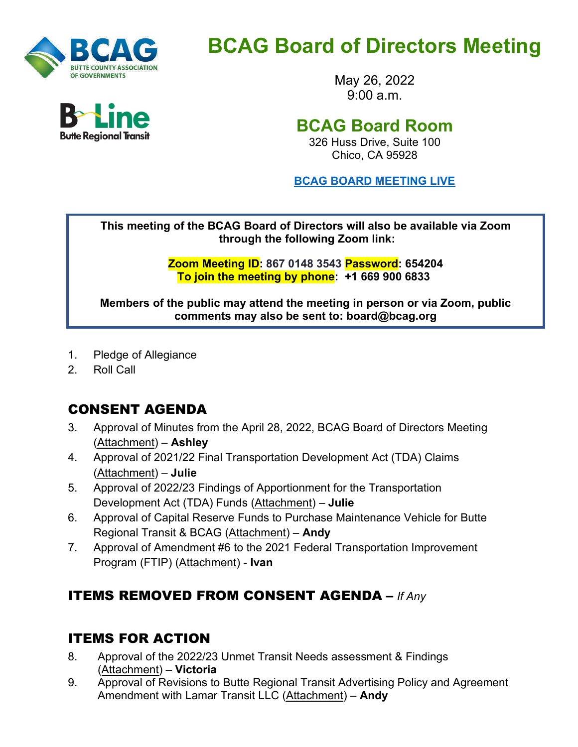# BCAG Board of Directors Meeting

May 26, 2022
9:00 a.m.

## BCAG Board Room

326 Huss Drive, Suite 100
Chico, CA 95928

**BCAG BOARD MEETING LIVE**

**This meeting of the BCAG Board of Directors will also be available via Zoom through the following Zoom link:**

**Zoom Meeting ID: 867 0148 3543 Password: 654204**
**To join the meeting by phone: +1 669 900 6833**

**Members of the public may attend the meeting in person or via Zoom, public comments may also be sent to: board@bcag.org**

1. Pledge of Allegiance
2. Roll Call

## CONSENT AGENDA

3. Approval of Minutes from the April 28, 2022, BCAG Board of Directors Meeting (Attachment) – **Ashley**
4. Approval of 2021/22 Final Transportation Development Act (TDA) Claims (Attachment) – **Julie**
5. Approval of 2022/23 Findings of Apportionment for the Transportation Development Act (TDA) Funds (Attachment) – **Julie**
6. Approval of Capital Reserve Funds to Purchase Maintenance Vehicle for Butte Regional Transit & BCAG (Attachment) – **Andy**
7. Approval of Amendment #6 to the 2021 Federal Transportation Improvement Program (FTIP) (Attachment) - **Ivan**

## ITEMS REMOVED FROM CONSENT AGENDA – *If Any*

## ITEMS FOR ACTION

8. Approval of the 2022/23 Unmet Transit Needs assessment & Findings (Attachment) – **Victoria**
9. Approval of Revisions to Butte Regional Transit Advertising Policy and Agreement Amendment with Lamar Transit LLC (Attachment) – **Andy**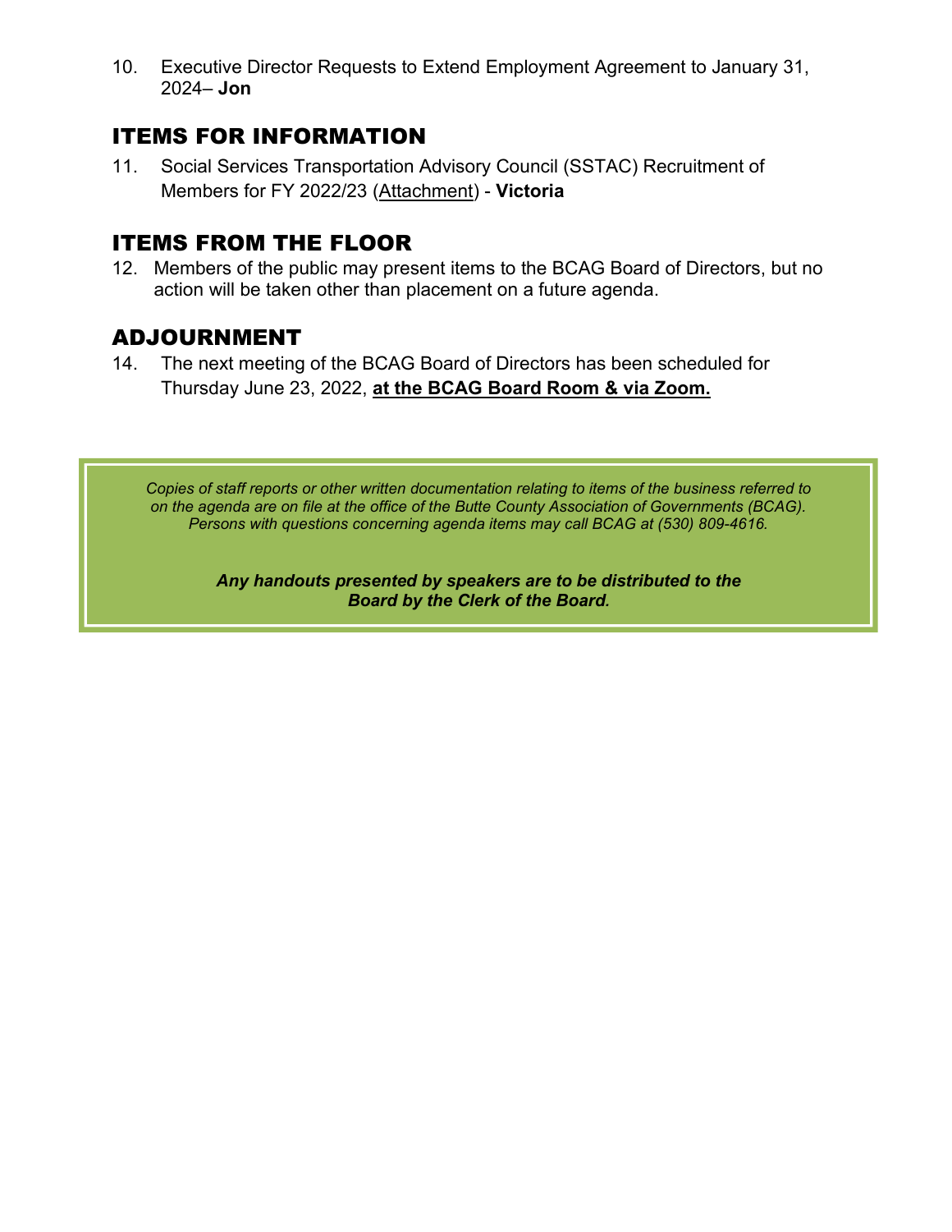10. Executive Director Requests to Extend Employment Agreement to January 31, 2024– **Jon**

## ITEMS FOR INFORMATION

11. Social Services Transportation Advisory Council (SSTAC) Recruitment of Members for FY 2022/23 (Attachment) - **Victoria**

## ITEMS FROM THE FLOOR

12. Members of the public may present items to the BCAG Board of Directors, but no action will be taken other than placement on a future agenda.

## ADJOURNMENT

14. The next meeting of the BCAG Board of Directors has been scheduled for Thursday June 23, 2022, **at the BCAG Board Room & via Zoom.**

*Copies of staff reports or other written documentation relating to items of the business referred to on the agenda are on file at the office of the Butte County Association of Governments (BCAG). Persons with questions concerning agenda items may call BCAG at (530) 809-4616.*

***Any handouts presented by speakers are to be distributed to the Board by the Clerk of the Board.***